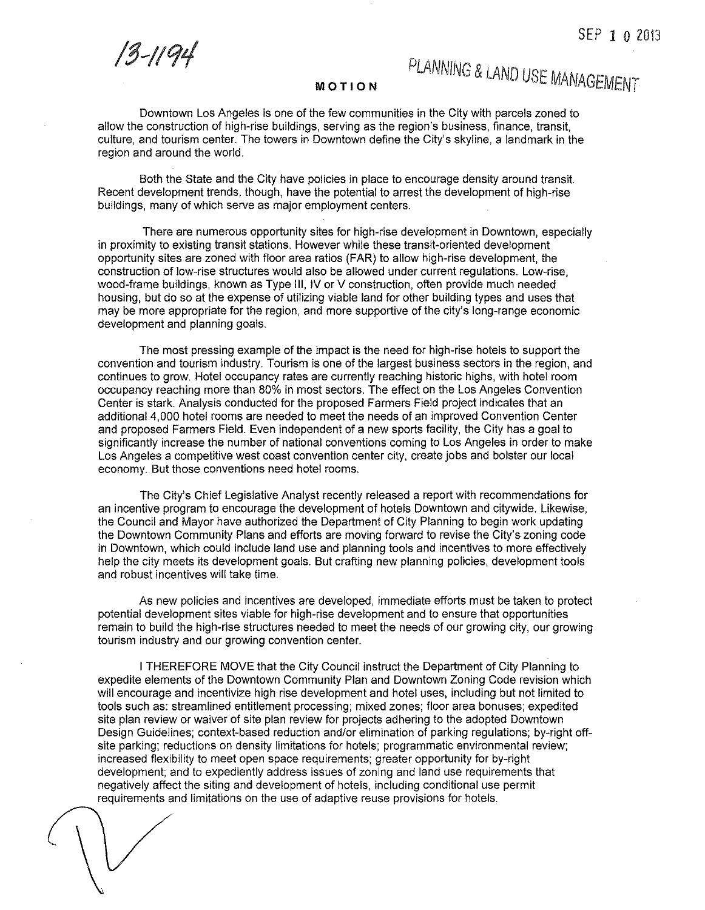13-1194

SEP 1 0 2013

PLANNING & LAND USE MANAGEMENT

# MOTION

Downtown Los Angeles is one of the few communities in the City with parcels zoned to allow the construction of high-rise buildings, serving as the region's business, finance, transit, culture, and tourism center. The towers in Downtown define the City's skyline, a landmark in the region and around the world.

Both the State and the City have policies in place to encourage density around transit. Recent development trends, though, have the potential to arrest the development of high-rise buildings, many of which serve as major employment centers.

There are numerous opportunity sites for high-rise development in Downtown, especially in proximity to existing transit stations. However while these transit-oriented development opportunity sites are zoned with floor area ratios (FAR) to allow high-rise development, the construction of low-rise structures would also be allowed under current regulations. Low-rise, wood-frame buildings, known as Type III, IV or V construction, often provide much needed housing, but do so at the expense of utilizing viable land for other building types and uses that may be more appropriate for the region, and more supportive of the city's long-range economic development and planning goals.

The most pressing example of the impact is the need for high-rise hotels to support the convention and tourism industry. Tourism is one of the largest business sectors in the region, and continues to grow. Hotel occupancy rates are currently reaching historic highs, with hotel room occupancy reaching more than 80% in most sectors. The effect on the Los Angeles Convention Center is stark. Analysis conducted for the proposed Farmers Field project indicates that an additional 4,000 hotel rooms are needed to meet the needs of an improved Convention Center and proposed Farmers Field. Even independent of a new sports facility, the City has a goal to significantly increase the number of national conventions coming to Los Angeles in order to make Los Angeles a competitive west coast convention center city, create jobs and bolster our local economy. But those conventions need hotel rooms.

The City's Chief Legislative Analyst recently released a report with recommendations for an incentive program to encourage the development of hotels Downtown and citywide. Likewise, the Council and Mayor have authorized the Department of City Planning to begin work updating the Downtown Community Plans and efforts are moving forward to revise the City's zoning code in Downtown, which could include land use and planning tools and incentives to more effectively help the city meets its development goals. But crafting new planning policies, development tools and robust incentives will take time.

As new policies and incentives are developed, immediate efforts must be taken to protect potential development sites viable for high-rise development and to ensure that opportunities remain to build the high-rise structures needed to meet the needs of our growing city, our growing tourism industry and our growing convention center.

I THEREFORE MOVE that the City Council instruct the Department of City Planning to expedite elements of the Downtown Community Plan and Downtown Zoning Code revision which will encourage and incentivize high rise development and hotel uses, including but not limited to tools such as: streamlined entitlement processing; mixed zones; floor area bonuses; expedited site plan review or waiver of site plan review for projects adhering to the adopted Downtown Design Guidelines; context-based reduction and/or elimination of parking regulations; by-right off-site parking; reductions on density limitations for hotels; programmatic environmental review; increased flexibility to meet open space requirements; greater opportunity for by-right development; and to expediently address issues of zoning and land use requirements that negatively affect the siting and development of hotels, including conditional use permit requirements and limitations on the use of adaptive reuse provisions for hotels.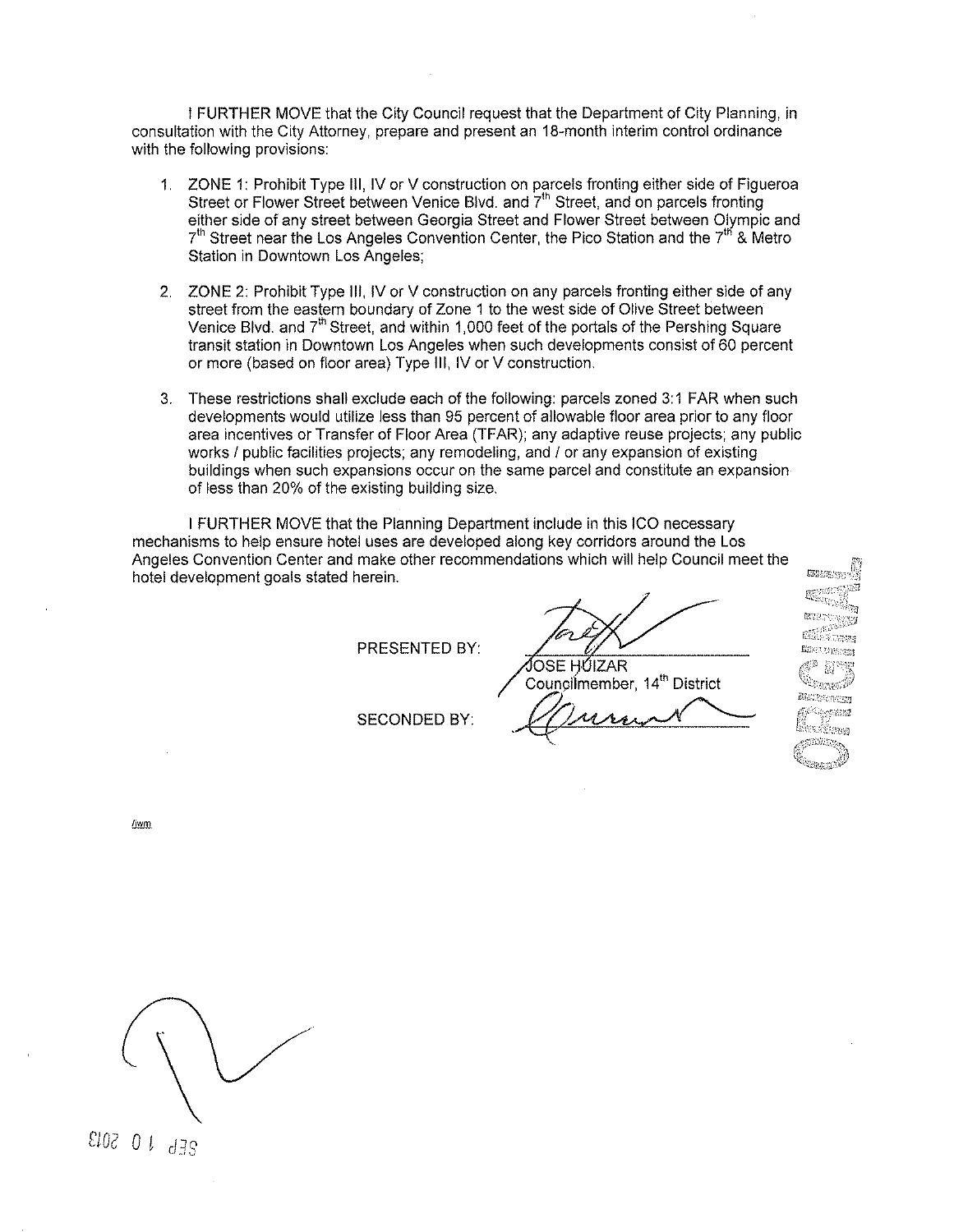I FURTHER MOVE that the City Council request that the Department of City Planning, in consultation with the City Attorney, prepare and present an 18-month interim control ordinance with the following provisions:

1. ZONE 1: Prohibit Type III, IV or V construction on parcels fronting either side of Figueroa Street or Flower Street between Venice Blvd. and 7th Street, and on parcels fronting either side of any street between Georgia Street and Flower Street between Olympic and 7th Street near the Los Angeles Convention Center, the Pico Station and the 7th & Metro Station in Downtown Los Angeles;

2. ZONE 2: Prohibit Type III, IV or V construction on any parcels fronting either side of any street from the eastern boundary of Zone 1 to the west side of Olive Street between Venice Blvd. and 7th Street, and within 1,000 feet of the portals of the Pershing Square transit station in Downtown Los Angeles when such developments consist of 60 percent or more (based on floor area) Type III, IV or V construction.

3. These restrictions shall exclude each of the following: parcels zoned 3:1 FAR when such developments would utilize less than 95 percent of allowable floor area prior to any floor area incentives or Transfer of Floor Area (TFAR); any adaptive reuse projects; any public works / public facilities projects; any remodeling, and / or any expansion of existing buildings when such expansions occur on the same parcel and constitute an expansion of less than 20% of the existing building size.

I FURTHER MOVE that the Planning Department include in this ICO necessary mechanisms to help ensure hotel uses are developed along key corridors around the Los Angeles Convention Center and make other recommendations which will help Council meet the hotel development goals stated herein.

PRESENTED BY: JOSE HUIZAR
Councilmember, 14th District

SECONDED BY:

/iwm

SEP 10 2013